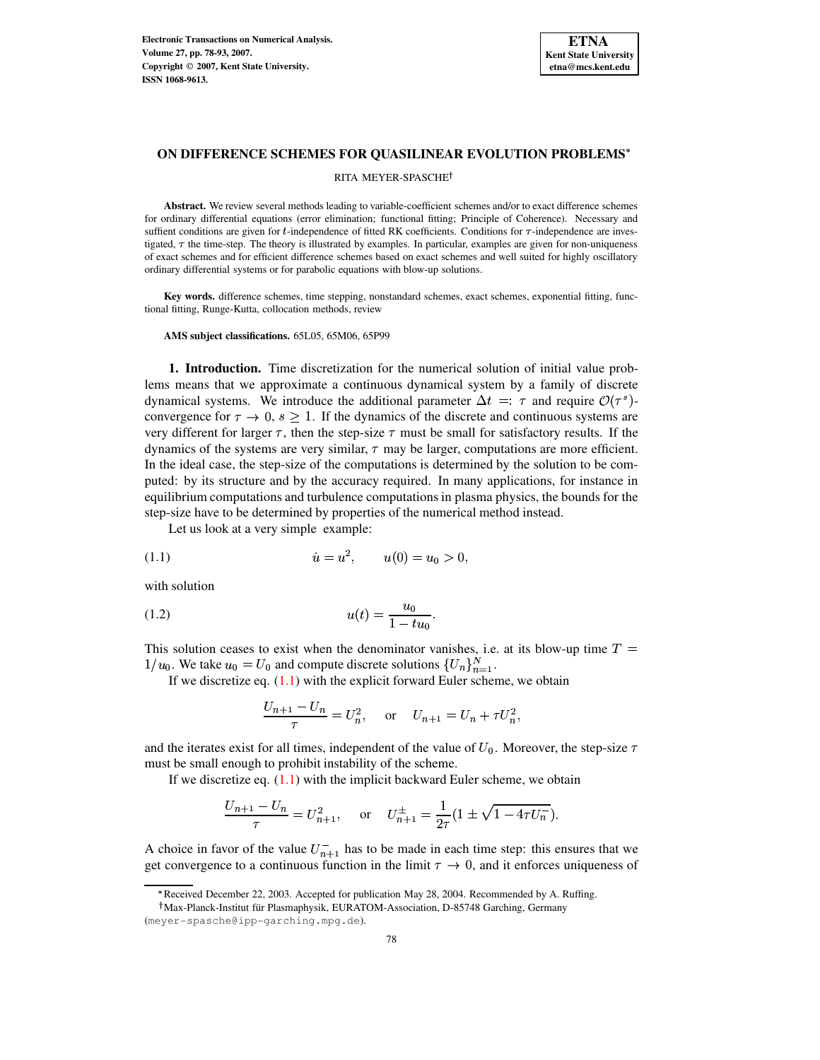# ON DIFFERENCE SCHEMES FOR QUASILINEAR EVOLUTION PROBLEMS*

RITA MEYER-SPASCHE†

**Abstract.** We review several methods leading to variable-coefficient schemes and/or to exact difference schemes for ordinary differential equations (error elimination; functional fitting; Principle of Coherence). Necessary and suffient conditions are given for $t$-independence of fitted RK coefficients. Conditions for $\tau$-independence are investigated, $\tau$ the time-step. The theory is illustrated by examples. In particular, examples are given for non-uniqueness of exact schemes and for efficient difference schemes based on exact schemes and well suited for highly oscillatory ordinary differential systems or for parabolic equations with blow-up solutions.

**Key words.** difference schemes, time stepping, nonstandard schemes, exact schemes, exponential fitting, functional fitting, Runge-Kutta, collocation methods, review

**AMS subject classifications.** 65L05, 65M06, 65P99

## 1. Introduction.

Time discretization for the numerical solution of initial value problems means that we approximate a continuous dynamical system by a family of discrete dynamical systems. We introduce the additional parameter $\Delta t =: \tau$ and require $\mathcal{O}(\tau^s)$-convergence for $\tau \to 0$, $s \geq 1$. If the dynamics of the discrete and continuous systems are very different for larger $\tau$, then the step-size $\tau$ must be small for satisfactory results. If the dynamics of the systems are very similar, $\tau$ may be larger, computations are more efficient. In the ideal case, the step-size of the computations is determined by the solution to be computed: by its structure and by the accuracy required. In many applications, for instance in equilibrium computations and turbulence computations in plasma physics, the bounds for the step-size have to be determined by properties of the numerical method instead.

Let us look at a very simple example:

$$\dot{u} = u^2, \qquad u(0) = u_0 > 0, \tag{1.1}$$

with solution

$$u(t) = \frac{u_0}{1 - tu_0}. \tag{1.2}$$

This solution ceases to exist when the denominator vanishes, i.e. at its blow-up time $T = 1/u_0$. We take $u_0 = U_0$ and compute discrete solutions $\{U_n\}_{n=1}^N$.

If we discretize eq. (1.1) with the explicit forward Euler scheme, we obtain

$$\frac{U_{n+1} - U_n}{\tau} = U_n^2, \quad \text{ or } \quad U_{n+1} = U_n + \tau U_n^2,$$

and the iterates exist for all times, independent of the value of $U_0$. Moreover, the step-size $\tau$ must be small enough to prohibit instability of the scheme.

If we discretize eq. (1.1) with the implicit backward Euler scheme, we obtain

$$\frac{U_{n+1} - U_n}{\tau} = U_{n+1}^2, \quad \text{ or } \quad U_{n+1}^{\pm} = \frac{1}{2\tau}(1 \pm \sqrt{1 - 4\tau U_n}).$$

A choice in favor of the value $U_{n+1}^-$ has to be made in each time step: this ensures that we get convergence to a continuous function in the limit $\tau \to 0$, and it enforces uniqueness of

*Received December 22, 2003. Accepted for publication May 28, 2004. Recommended by A. Ruffing.

†Max-Planck-Institut für Plasmaphysik, EURATOM-Association, D-85748 Garching, Germany (meyer-spasche@ipp-garching.mpg.de).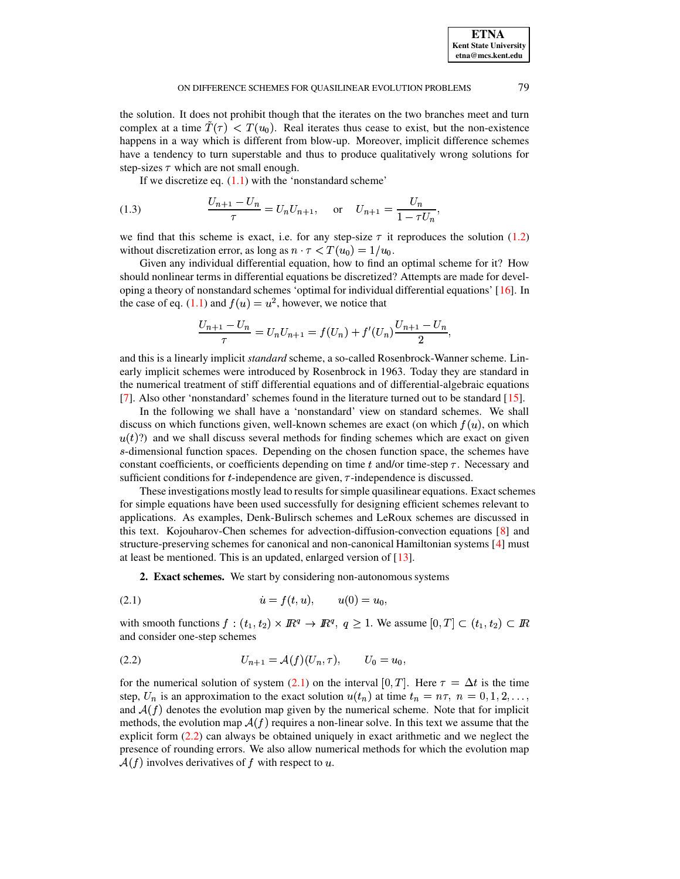the solution. It does not prohibit though that the iterates on the two branches meet and turn complex at a time $\tilde{T}(\tau) < T(u_0)$. Real iterates thus cease to exist, but the non-existence happens in a way which is different from blow-up. Moreover, implicit difference schemes have a tendency to turn superstable and thus to produce qualitatively wrong solutions for step-sizes $\tau$ which are not small enough.

If we discretize eq. (1.1) with the 'nonstandard scheme'

$$\frac{U_{n+1} - U_n}{\tau} = U_n U_{n+1}, \quad \text{or} \quad U_{n+1} = \frac{U_n}{1 - \tau U_n}, \tag{1.3}$$

we find that this scheme is exact, i.e. for any step-size $\tau$ it reproduces the solution (1.2) without discretization error, as long as $n \cdot \tau < T(u_0) = 1/u_0$.

Given any individual differential equation, how to find an optimal scheme for it? How should nonlinear terms in differential equations be discretized? Attempts are made for developing a theory of nonstandard schemes 'optimal for individual differential equations' [16]. In the case of eq. (1.1) and $f(u) = u^2$, however, we notice that

$$\frac{U_{n+1} - U_n}{\tau} = U_n U_{n+1} = f(U_n) + f'(U_n) \frac{U_{n+1} - U_n}{2},$$

and this is a linearly implicit *standard* scheme, a so-called Rosenbrock-Wanner scheme. Linearly implicit schemes were introduced by Rosenbrock in 1963. Today they are standard in the numerical treatment of stiff differential equations and of differential-algebraic equations [7]. Also other 'nonstandard' schemes found in the literature turned out to be standard [15].

In the following we shall have a 'nonstandard' view on standard schemes. We shall discuss on which functions given, well-known schemes are exact (on which $f(u)$, on which $u(t)$?) and we shall discuss several methods for finding schemes which are exact on given $s$-dimensional function spaces. Depending on the chosen function space, the schemes have constant coefficients, or coefficients depending on time $t$ and/or time-step $\tau$. Necessary and sufficient conditions for $t$-independence are given, $\tau$-independence is discussed.

These investigations mostly lead to results for simple quasilinear equations. Exact schemes for simple equations have been used successfully for designing efficient schemes relevant to applications. As examples, Denk-Bulirsch schemes and LeRoux schemes are discussed in this text. Kojouharov-Chen schemes for advection-diffusion-convection equations [8] and structure-preserving schemes for canonical and non-canonical Hamiltonian systems [4] must at least be mentioned. This is an updated, enlarged version of [13].

## 2. Exact schemes.

We start by considering non-autonomous systems

$$\dot{u} = f(t, u), \qquad u(0) = u_0, \tag{2.1}$$

with smooth functions $f : (t_1, t_2) \times I\!R^q \to I\!R^q$, $q \geq 1$. We assume $[0, T] \subset (t_1, t_2) \subset I\!R$ and consider one-step schemes

$$U_{n+1} = \mathcal{A}(f)(U_n, \tau), \qquad U_0 = u_0, \tag{2.2}$$

for the numerical solution of system (2.1) on the interval $[0, T]$. Here $\tau = \Delta t$ is the time step, $U_n$ is an approximation to the exact solution $u(t_n)$ at time $t_n = n\tau$, $n = 0, 1, 2, \ldots$, and $\mathcal{A}(f)$ denotes the evolution map given by the numerical scheme. Note that for implicit methods, the evolution map $\mathcal{A}(f)$ requires a non-linear solve. In this text we assume that the explicit form (2.2) can always be obtained uniquely in exact arithmetic and we neglect the presence of rounding errors. We also allow numerical methods for which the evolution map $\mathcal{A}(f)$ involves derivatives of $f$ with respect to $u$.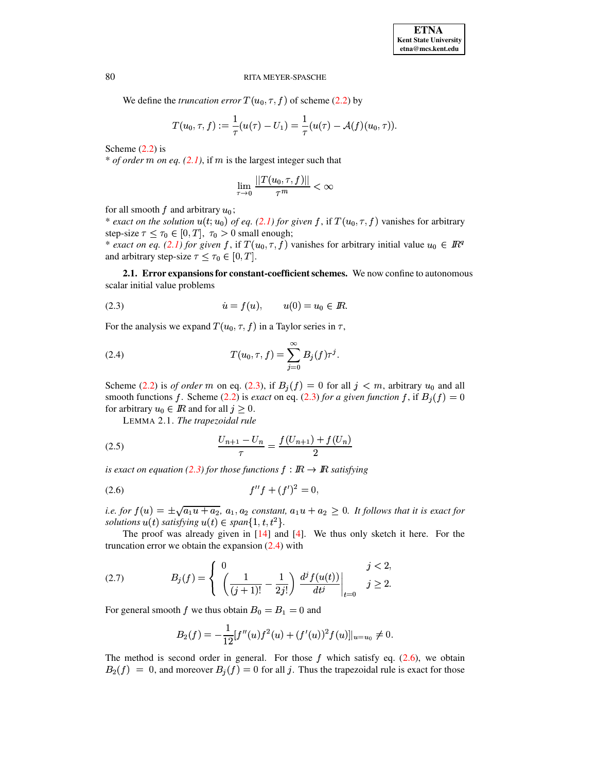We define the *truncation error* $T(u_0, \tau, f)$ of scheme (2.2) by

$$T(u_0, \tau, f) := \frac{1}{\tau}(u(\tau) - U_1) = \frac{1}{\tau}(u(\tau) - \mathcal{A}(f)(u_0, \tau)).$$

Scheme (2.2) is
* *of order $m$ on eq. (2.1)*, if $m$ is the largest integer such that

$$\lim_{\tau \to 0} \frac{||T(u_0, \tau, f)||}{\tau^m} < \infty$$

for all smooth $f$ and arbitrary $u_0$;
* *exact on the solution $u(t; u_0)$ of eq. (2.1) for given $f$*, if $T(u_0, \tau, f)$ vanishes for arbitrary step-size $\tau \leq \tau_0 \in [0, T],\ \tau_0 > 0$ small enough;
* *exact on eq. (2.1) for given $f$*, if $T(u_0, \tau, f)$ vanishes for arbitrary initial value $u_0 \in I\!R^q$ and arbitrary step-size $\tau \leq \tau_0 \in [0, T]$.

**2.1. Error expansions for constant-coefficient schemes.** We now confine to autonomous scalar initial value problems

$$\dot{u} = f(u), \qquad u(0) = u_0 \in I\!R. \tag{2.3}$$

For the analysis we expand $T(u_0, \tau, f)$ in a Taylor series in $\tau$,

$$T(u_0, \tau, f) = \sum_{j=0}^{\infty} B_j(f)\tau^j. \tag{2.4}$$

Scheme (2.2) is *of order $m$* on eq. (2.3), if $B_j(f) = 0$ for all $j < m$, arbitrary $u_0$ and all smooth functions $f$. Scheme (2.2) is *exact* on eq. (2.3) *for a given function $f$*, if $B_j(f) = 0$ for arbitrary $u_0 \in I\!R$ and for all $j \geq 0$.

LEMMA 2.1. *The trapezoidal rule*

$$\frac{U_{n+1} - U_n}{\tau} = \frac{f(U_{n+1}) + f(U_n)}{2} \tag{2.5}$$

*is exact on equation (2.3) for those functions $f : I\!R \to I\!R$ satisfying*

$$f''f + (f')^2 = 0, \tag{2.6}$$

*i.e. for $f(u) = \pm\sqrt{a_1 u + a_2}$, $a_1, a_2$ constant, $a_1 u + a_2 \geq 0$. It follows that it is exact for solutions $u(t)$ satisfying $u(t) \in span\{1, t, t^2\}$.*

The proof was already given in [14] and [4]. We thus only sketch it here. For the truncation error we obtain the expansion (2.4) with

$$B_j(f) = \begin{cases} 0 & j < 2, \\ \left(\dfrac{1}{(j+1)!} - \dfrac{1}{2j!}\right) \left.\dfrac{d^j f(u(t))}{dt^j}\right|_{t=0} & j \geq 2. \end{cases} \tag{2.7}$$

For general smooth $f$ we thus obtain $B_0 = B_1 = 0$ and

$$B_2(f) = -\frac{1}{12}[f''(u)f^2(u) + (f'(u))^2 f(u)]|_{u=u_0} \neq 0.$$

The method is second order in general. For those $f$ which satisfy eq. (2.6), we obtain $B_2(f) = 0$, and moreover $B_j(f) = 0$ for all $j$. Thus the trapezoidal rule is exact for those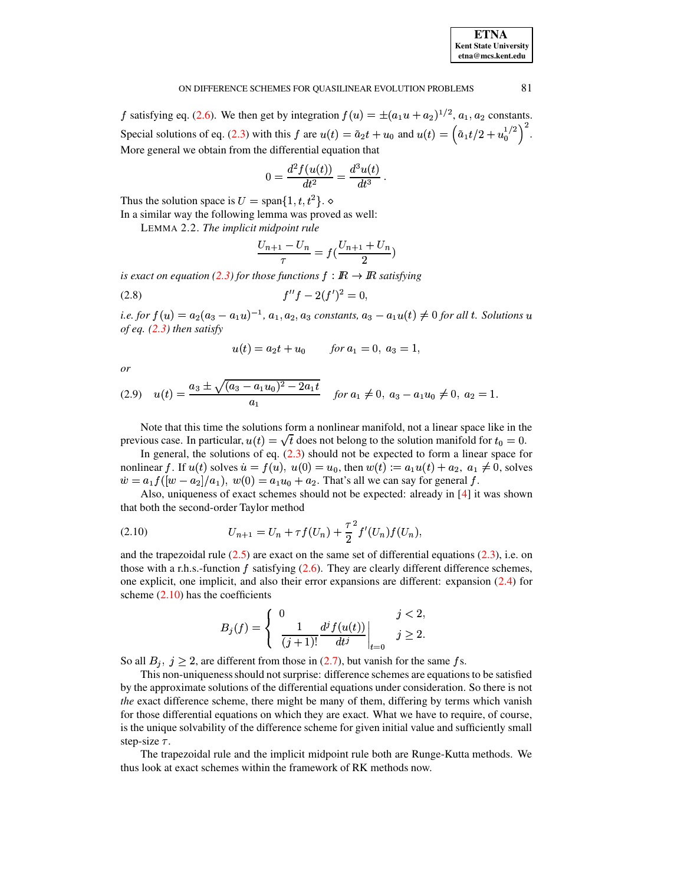$f$ satisfying eq. (2.6). We then get by integration $f(u) = \pm(a_1 u + a_2)^{1/2}$, $a_1, a_2$ constants. Special solutions of eq. (2.3) with this $f$ are $u(t) = \tilde{a}_2 t + u_0$ and $u(t) = \left(\tilde{a}_1 t/2 + u_0^{1/2}\right)^2$. More general we obtain from the differential equation that

$$0 = \frac{d^2 f(u(t))}{dt^2} = \frac{d^3 u(t)}{dt^3}.$$

Thus the solution space is $U = \text{span}\{1, t, t^2\}$. $\diamond$

In a similar way the following lemma was proved as well:

LEMMA 2.2. *The implicit midpoint rule*

$$\frac{U_{n+1} - U_n}{\tau} = f\left(\frac{U_{n+1} + U_n}{2}\right)$$

*is exact on equation (2.3) for those functions $f : \mathbb{R} \to \mathbb{R}$ satisfying*

$$f'' f - 2(f')^2 = 0, \tag{2.8}$$

*i.e. for $f(u) = a_2(a_3 - a_1 u)^{-1}$, $a_1, a_2, a_3$ constants, $a_3 - a_1 u(t) \neq 0$ for all $t$. Solutions $u$ of eq. (2.3) then satisfy*

$$u(t) = a_2 t + u_0 \qquad \textit{for } a_1 = 0,\ a_3 = 1,$$

*or*

$$u(t) = \frac{a_3 \pm \sqrt{(a_3 - a_1 u_0)^2 - 2a_1 t}}{a_1} \qquad \textit{for } a_1 \neq 0,\ a_3 - a_1 u_0 \neq 0,\ a_2 = 1. \tag{2.9}$$

Note that this time the solutions form a nonlinear manifold, not a linear space like in the previous case. In particular, $u(t) = \sqrt{t}$ does not belong to the solution manifold for $t_0 = 0$.

In general, the solutions of eq. (2.3) should not be expected to form a linear space for nonlinear $f$. If $u(t)$ solves $\dot{u} = f(u),\ u(0) = u_0$, then $w(t) := a_1 u(t) + a_2,\ a_1 \neq 0$, solves $\dot{w} = a_1 f([w - a_2]/a_1),\ w(0) = a_1 u_0 + a_2$. That's all we can say for general $f$.

Also, uniqueness of exact schemes should not be expected: already in [4] it was shown that both the second-order Taylor method

$$U_{n+1} = U_n + \tau f(U_n) + \frac{\tau^2}{2} f'(U_n) f(U_n), \tag{2.10}$$

and the trapezoidal rule (2.5) are exact on the same set of differential equations (2.3), i.e. on those with a r.h.s.-function $f$ satisfying (2.6). They are clearly different difference schemes, one explicit, one implicit, and also their error expansions are different: expansion (2.4) for scheme (2.10) has the coefficients

$$B_j(f) = \begin{cases} 0 & j < 2, \\ \dfrac{1}{(j+1)!} \left.\dfrac{d^j f(u(t))}{dt^j}\right|_{t=0} & j \geq 2. \end{cases}$$

So all $B_j,\ j \geq 2$, are different from those in (2.7), but vanish for the same $f$s.

This non-uniqueness should not surprise: difference schemes are equations to be satisfied by the approximate solutions of the differential equations under consideration. So there is not *the* exact difference scheme, there might be many of them, differing by terms which vanish for those differential equations on which they are exact. What we have to require, of course, is the unique solvability of the difference scheme for given initial value and sufficiently small step-size $\tau$.

The trapezoidal rule and the implicit midpoint rule both are Runge-Kutta methods. We thus look at exact schemes within the framework of RK methods now.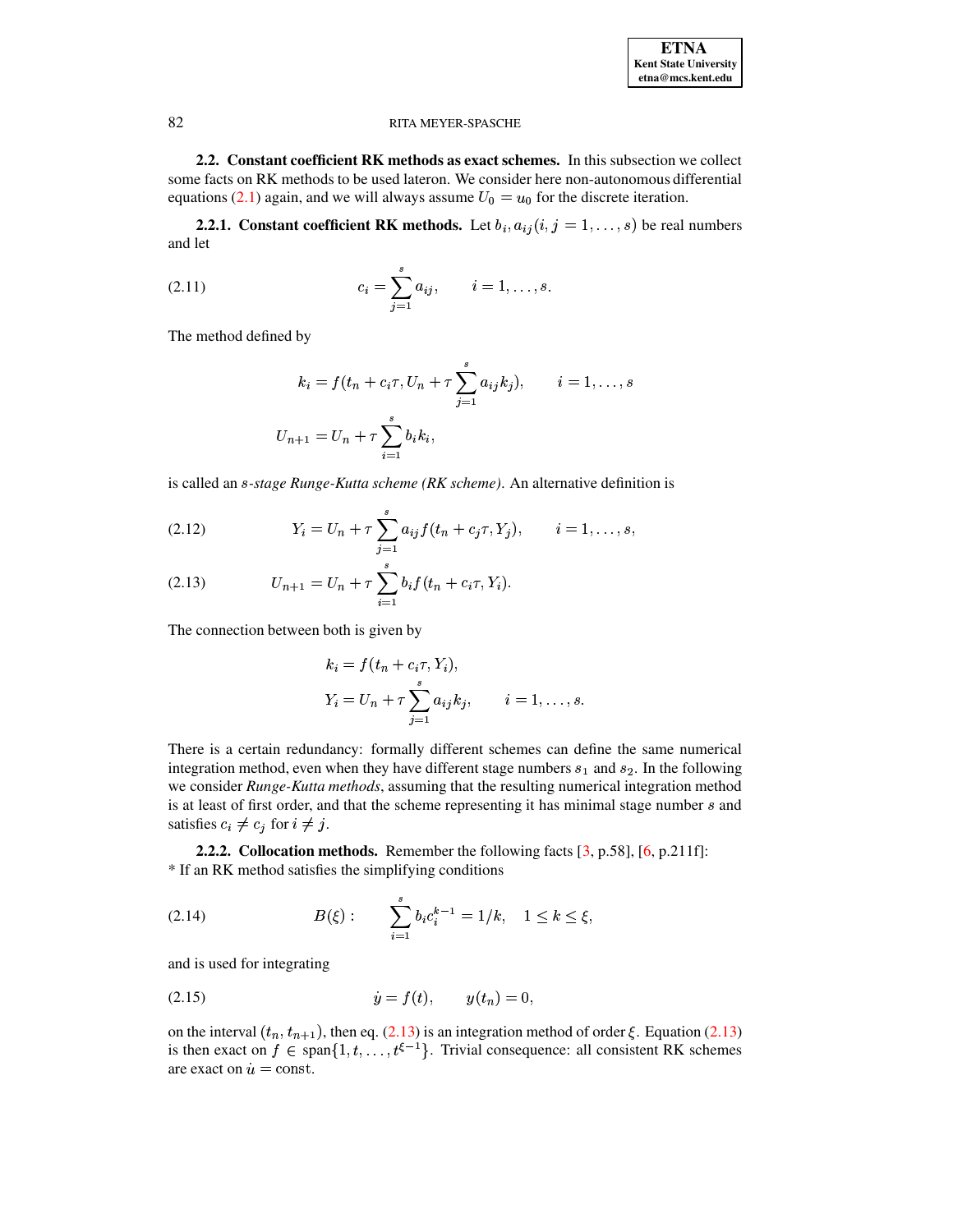### 2.2. Constant coefficient RK methods as exact schemes.

In this subsection we collect some facts on RK methods to be used lateron. We consider here non-autonomous differential equations (2.1) again, and we will always assume $U_0 = u_0$ for the discrete iteration.

#### 2.2.1. Constant coefficient RK methods.

Let $b_i, a_{ij} (i, j = 1, \ldots, s)$ be real numbers and let

$$c_i = \sum_{j=1}^{s} a_{ij}, \qquad i = 1, \ldots, s. \tag{2.11}$$

The method defined by

$$k_i = f(t_n + c_i\tau, U_n + \tau \sum_{j=1}^{s} a_{ij}k_j), \qquad i = 1, \ldots, s$$

$$U_{n+1} = U_n + \tau \sum_{i=1}^{s} b_i k_i,$$

is called an *s-stage Runge-Kutta scheme (RK scheme)*. An alternative definition is

$$Y_i = U_n + \tau \sum_{j=1}^{s} a_{ij} f(t_n + c_j\tau, Y_j), \qquad i = 1, \ldots, s, \tag{2.12}$$

$$U_{n+1} = U_n + \tau \sum_{i=1}^{s} b_i f(t_n + c_i\tau, Y_i). \tag{2.13}$$

The connection between both is given by

$$k_i = f(t_n + c_i\tau, Y_i),$$

$$Y_i = U_n + \tau \sum_{j=1}^{s} a_{ij} k_j, \qquad i = 1, \ldots, s.$$

There is a certain redundancy: formally different schemes can define the same numerical integration method, even when they have different stage numbers $s_1$ and $s_2$. In the following we consider *Runge-Kutta methods*, assuming that the resulting numerical integration method is at least of first order, and that the scheme representing it has minimal stage number $s$ and satisfies $c_i \neq c_j$ for $i \neq j$.

#### 2.2.2. Collocation methods.

Remember the following facts [3, p.58], [6, p.211f]:

* If an RK method satisfies the simplifying conditions

$$B(\xi): \qquad \sum_{i=1}^{s} b_i c_i^{k-1} = 1/k, \quad 1 \leq k \leq \xi, \tag{2.14}$$

and is used for integrating

$$\dot{y} = f(t), \qquad y(t_n) = 0, \tag{2.15}$$

on the interval $(t_n, t_{n+1})$, then eq. (2.13) is an integration method of order $\xi$. Equation (2.13) is then exact on $f \in \text{span}\{1, t, \ldots, t^{\xi-1}\}$. Trivial consequence: all consistent RK schemes are exact on $\dot{u} = \text{const}$.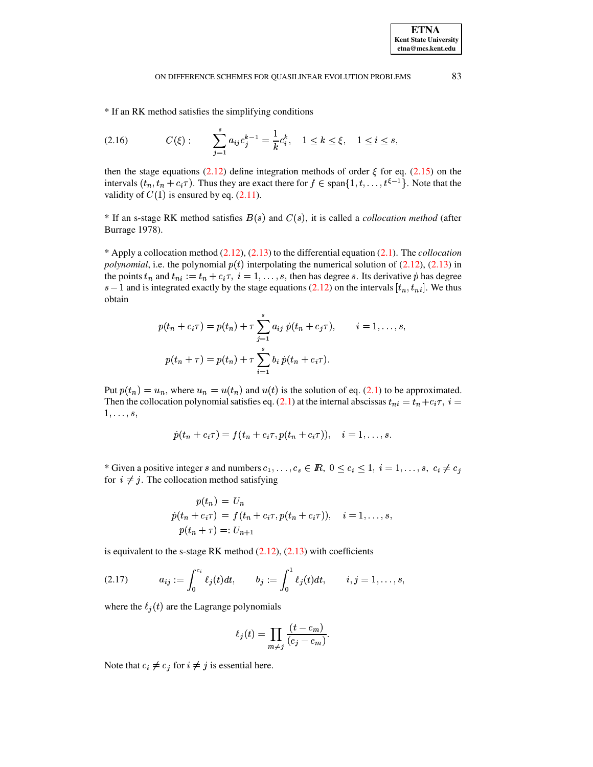* If an RK method satisfies the simplifying conditions

$$C(\xi): \qquad \sum_{j=1}^{s} a_{ij} c_j^{k-1} = \frac{1}{k} c_i^k, \quad 1 \le k \le \xi, \quad 1 \le i \le s, \tag{2.16}$$

then the stage equations (2.12) define integration methods of order $\xi$ for eq. (2.15) on the intervals $(t_n, t_n + c_i\tau)$. Thus they are exact there for $f \in \text{span}\{1, t, \ldots, t^{\xi-1}\}$. Note that the validity of $C(1)$ is ensured by eq. (2.11).

* If an s-stage RK method satisfies $B(s)$ and $C(s)$, it is called a *collocation method* (after Burrage 1978).

* Apply a collocation method (2.12), (2.13) to the differential equation (2.1). The *collocation polynomial*, i.e. the polynomial $p(t)$ interpolating the numerical solution of (2.12), (2.13) in the points $t_n$ and $t_{ni} := t_n + c_i\tau,\ i = 1, \ldots, s$, then has degree $s$. Its derivative $\dot{p}$ has degree $s-1$ and is integrated exactly by the stage equations (2.12) on the intervals $[t_n, t_{ni}]$. We thus obtain

$$p(t_n + c_i\tau) = p(t_n) + \tau \sum_{j=1}^{s} a_{ij}\, \dot{p}(t_n + c_j\tau), \qquad i = 1, \ldots, s,$$

$$p(t_n + \tau) = p(t_n) + \tau \sum_{i=1}^{s} b_i\, \dot{p}(t_n + c_i\tau).$$

Put $p(t_n) = u_n$, where $u_n = u(t_n)$ and $u(t)$ is the solution of eq. (2.1) to be approximated. Then the collocation polynomial satisfies eq. (2.1) at the internal abscissas $t_{ni} = t_n + c_i\tau,\ i = 1, \ldots, s$,

$$\dot{p}(t_n + c_i\tau) = f(t_n + c_i\tau, p(t_n + c_i\tau)), \quad i = 1, \ldots, s.$$

* Given a positive integer $s$ and numbers $c_1, \ldots, c_s \in \mathbb{R},\ 0 \le c_i \le 1,\ i = 1, \ldots, s,\ c_i \ne c_j$ for $i \ne j$. The collocation method satisfying

$$\begin{aligned}
p(t_n) &= U_n \\
\dot{p}(t_n + c_i\tau) &= f(t_n + c_i\tau, p(t_n + c_i\tau)), \quad i = 1, \ldots, s, \\
p(t_n + \tau) &=: U_{n+1}
\end{aligned}$$

is equivalent to the s-stage RK method (2.12), (2.13) with coefficients

$$a_{ij} := \int_0^{c_i} \ell_j(t)dt, \qquad b_j := \int_0^1 \ell_j(t)dt, \qquad i, j = 1, \ldots, s, \tag{2.17}$$

where the $\ell_j(t)$ are the Lagrange polynomials

$$\ell_j(t) = \prod_{m \ne j} \frac{(t - c_m)}{(c_j - c_m)}.$$

Note that $c_i \ne c_j$ for $i \ne j$ is essential here.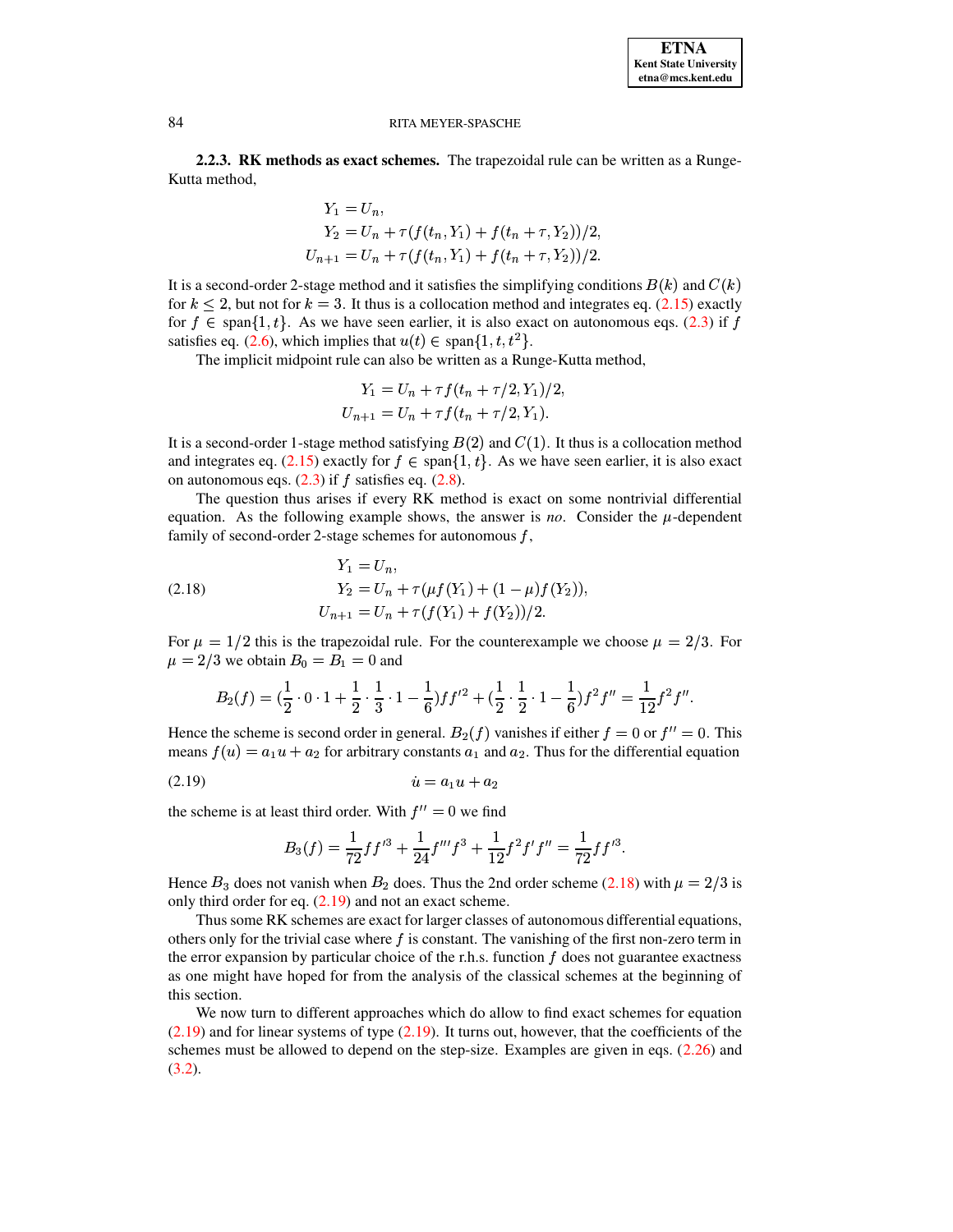**2.2.3. RK methods as exact schemes.** The trapezoidal rule can be written as a Runge-Kutta method,

$$
\begin{aligned}
Y_1 &= U_n,\\
Y_2 &= U_n + \tau(f(t_n, Y_1) + f(t_n + \tau, Y_2))/2,\\
U_{n+1} &= U_n + \tau(f(t_n, Y_1) + f(t_n + \tau, Y_2))/2.
\end{aligned}
$$

It is a second-order 2-stage method and it satisfies the simplifying conditions $B(k)$ and $C(k)$ for $k \le 2$, but not for $k = 3$. It thus is a collocation method and integrates eq. (2.15) exactly for $f \in \operatorname{span}\{1, t\}$. As we have seen earlier, it is also exact on autonomous eqs. (2.3) if $f$ satisfies eq. (2.6), which implies that $u(t) \in \operatorname{span}\{1, t, t^2\}$.

The implicit midpoint rule can also be written as a Runge-Kutta method,

$$
\begin{aligned}
Y_1 &= U_n + \tau f(t_n + \tau/2, Y_1)/2,\\
U_{n+1} &= U_n + \tau f(t_n + \tau/2, Y_1).
\end{aligned}
$$

It is a second-order 1-stage method satisfying $B(2)$ and $C(1)$. It thus is a collocation method and integrates eq. (2.15) exactly for $f \in \operatorname{span}\{1, t\}$. As we have seen earlier, it is also exact on autonomous eqs. (2.3) if $f$ satisfies eq. (2.8).

The question thus arises if every RK method is exact on some nontrivial differential equation. As the following example shows, the answer is *no*. Consider the $\mu$-dependent family of second-order 2-stage schemes for autonomous $f$,

$$
\begin{aligned}
Y_1 &= U_n,\\
Y_2 &= U_n + \tau(\mu f(Y_1) + (1-\mu) f(Y_2)),\\
U_{n+1} &= U_n + \tau(f(Y_1) + f(Y_2))/2.
\end{aligned}
\tag{2.18}
$$

For $\mu = 1/2$ this is the trapezoidal rule. For the counterexample we choose $\mu = 2/3$. For $\mu = 2/3$ we obtain $B_0 = B_1 = 0$ and

$$
B_2(f) = \left(\frac{1}{2}\cdot 0 \cdot 1 + \frac{1}{2}\cdot\frac{1}{3}\cdot 1 - \frac{1}{6}\right) f f'^2 + \left(\frac{1}{2}\cdot\frac{1}{2}\cdot 1 - \frac{1}{6}\right) f^2 f'' = \frac{1}{12} f^2 f''.
$$

Hence the scheme is second order in general. $B_2(f)$ vanishes if either $f = 0$ or $f'' = 0$. This means $f(u) = a_1 u + a_2$ for arbitrary constants $a_1$ and $a_2$. Thus for the differential equation

$$
\dot{u} = a_1 u + a_2
\tag{2.19}
$$

the scheme is at least third order. With $f'' = 0$ we find

$$
B_3(f) = \frac{1}{72} f f'^3 + \frac{1}{24} f''' f^3 + \frac{1}{12} f^2 f' f'' = \frac{1}{72} f f'^3.
$$

Hence $B_3$ does not vanish when $B_2$ does. Thus the 2nd order scheme (2.18) with $\mu = 2/3$ is only third order for eq. (2.19) and not an exact scheme.

Thus some RK schemes are exact for larger classes of autonomous differential equations, others only for the trivial case where $f$ is constant. The vanishing of the first non-zero term in the error expansion by particular choice of the r.h.s. function $f$ does not guarantee exactness as one might have hoped for from the analysis of the classical schemes at the beginning of this section.

We now turn to different approaches which do allow to find exact schemes for equation (2.19) and for linear systems of type (2.19). It turns out, however, that the coefficients of the schemes must be allowed to depend on the step-size. Examples are given in eqs. (2.26) and (3.2).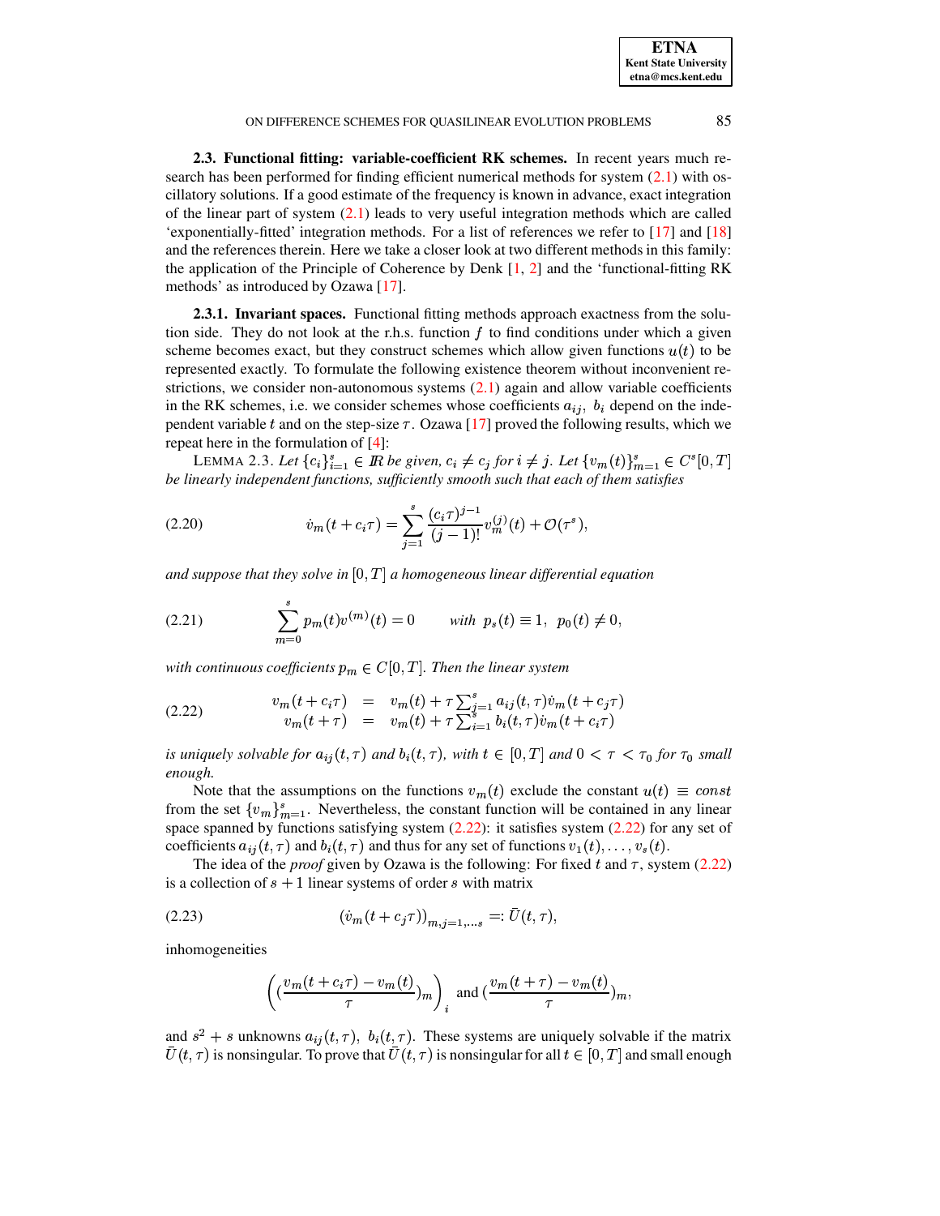**2.3. Functional fitting: variable-coefficient RK schemes.** In recent years much research has been performed for finding efficient numerical methods for system (2.1) with oscillatory solutions. If a good estimate of the frequency is known in advance, exact integration of the linear part of system (2.1) leads to very useful integration methods which are called 'exponentially-fitted' integration methods. For a list of references we refer to [17] and [18] and the references therein. Here we take a closer look at two different methods in this family: the application of the Principle of Coherence by Denk [1, 2] and the 'functional-fitting RK methods' as introduced by Ozawa [17].

**2.3.1. Invariant spaces.** Functional fitting methods approach exactness from the solution side. They do not look at the r.h.s. function $f$ to find conditions under which a given scheme becomes exact, but they construct schemes which allow given functions $u(t)$ to be represented exactly. To formulate the following existence theorem without inconvenient restrictions, we consider non-autonomous systems (2.1) again and allow variable coefficients in the RK schemes, i.e. we consider schemes whose coefficients $a_{ij},\ b_i$ depend on the independent variable $t$ and on the step-size $\tau$. Ozawa [17] proved the following results, which we repeat here in the formulation of [4]:

LEMMA 2.3. *Let $\{c_i\}_{i=1}^s \in \mathbb{R}$ be given, $c_i \neq c_j$ for $i \neq j$. Let $\{v_m(t)\}_{m=1}^s \in C^s[0,T]$ be linearly independent functions, sufficiently smooth such that each of them satisfies*

$$\dot{v}_m(t + c_i\tau) = \sum_{j=1}^{s} \frac{(c_i\tau)^{j-1}}{(j-1)!} v_m^{(j)}(t) + \mathcal{O}(\tau^s), \tag{2.20}$$

*and suppose that they solve in $[0,T]$ a homogeneous linear differential equation*

$$\sum_{m=0}^{s} p_m(t) v^{(m)}(t) = 0 \qquad \text{with } \ p_s(t) \equiv 1,\ \ p_0(t) \neq 0, \tag{2.21}$$

*with continuous coefficients $p_m \in C[0,T]$. Then the linear system*

$$\begin{aligned} v_m(t + c_i\tau) &= v_m(t) + \tau \textstyle\sum_{j=1}^{s} a_{ij}(t,\tau)\dot{v}_m(t + c_j\tau) \\ v_m(t + \tau) &= v_m(t) + \tau \textstyle\sum_{i=1}^{s} b_i(t,\tau)\dot{v}_m(t + c_i\tau) \end{aligned} \tag{2.22}$$

*is uniquely solvable for $a_{ij}(t,\tau)$ and $b_i(t,\tau)$, with $t \in [0,T]$ and $0 < \tau < \tau_0$ for $\tau_0$ small enough.*

Note that the assumptions on the functions $v_m(t)$ exclude the constant $u(t) \equiv const$ from the set $\{v_m\}_{m=1}^s$. Nevertheless, the constant function will be contained in any linear space spanned by functions satisfying system (2.22): it satisfies system (2.22) for any set of coefficients $a_{ij}(t,\tau)$ and $b_i(t,\tau)$ and thus for any set of functions $v_1(t), \ldots, v_s(t)$.

The idea of the *proof* given by Ozawa is the following: For fixed $t$ and $\tau$, system (2.22) is a collection of $s+1$ linear systems of order $s$ with matrix

$$\left(\dot{v}_m(t + c_j\tau)\right)_{m,j=1,\ldots s} =: \bar{U}(t,\tau), \tag{2.23}$$

inhomogeneities

$$\left( \left(\frac{v_m(t + c_i\tau) - v_m(t)}{\tau}\right)_m \right)_i \ \text{and} \ \left(\frac{v_m(t+\tau) - v_m(t)}{\tau}\right)_m,$$

and $s^2 + s$ unknowns $a_{ij}(t,\tau),\ b_i(t,\tau)$. These systems are uniquely solvable if the matrix $\bar{U}(t,\tau)$ is nonsingular. To prove that $\bar{U}(t,\tau)$ is nonsingular for all $t \in [0,T]$ and small enough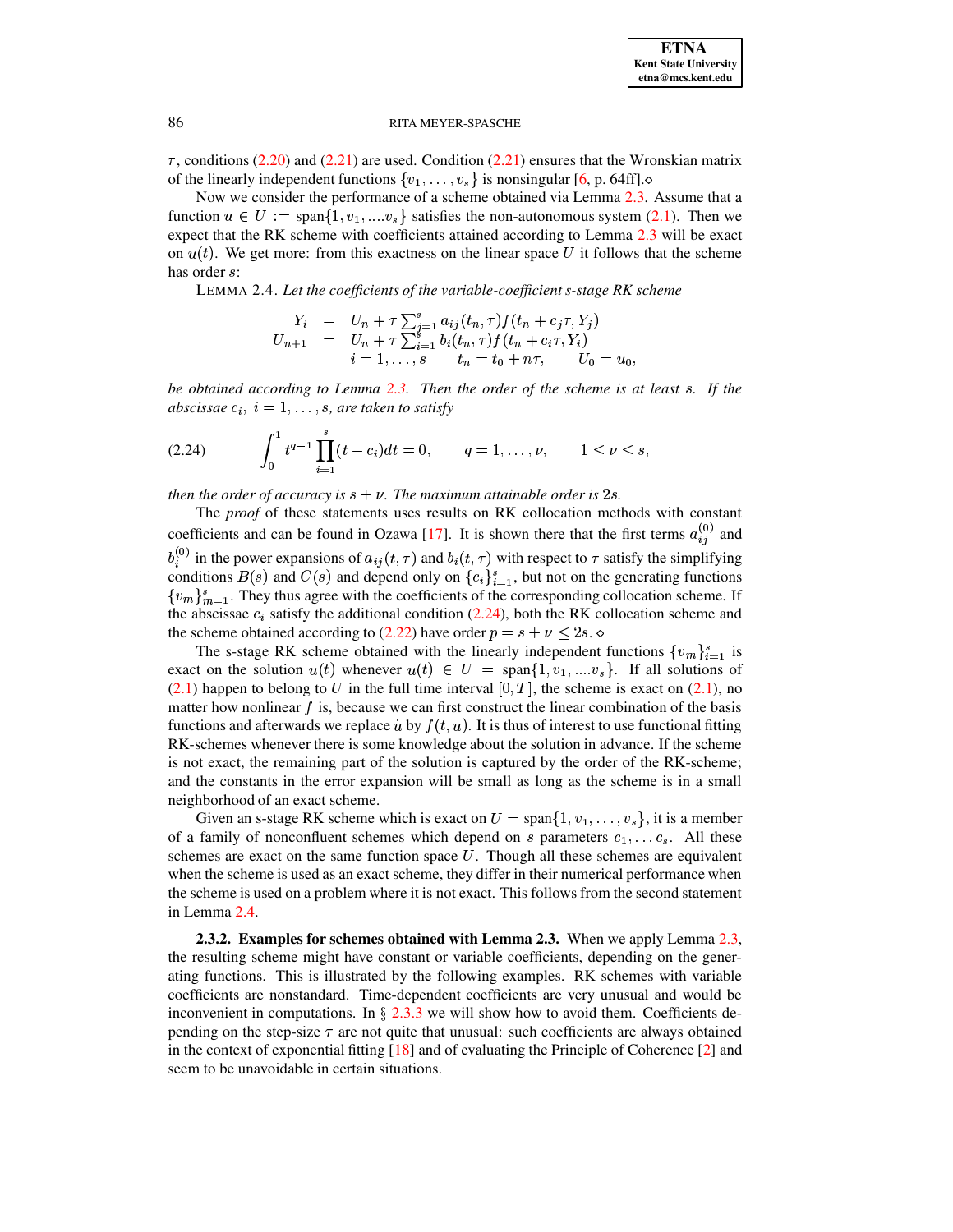$\tau$, conditions (2.20) and (2.21) are used. Condition (2.21) ensures that the Wronskian matrix of the linearly independent functions $\{v_1, \ldots, v_s\}$ is nonsingular [6, p. 64ff].$\diamond$

Now we consider the performance of a scheme obtained via Lemma 2.3. Assume that a function $u \in U := \text{span}\{1, v_1, ....v_s\}$ satisfies the non-autonomous system (2.1). Then we expect that the RK scheme with coefficients attained according to Lemma 2.3 will be exact on $u(t)$. We get more: from this exactness on the linear space $U$ it follows that the scheme has order $s$:

LEMMA 2.4. *Let the coefficients of the variable-coefficient s-stage RK scheme*

$$
\begin{aligned}
Y_i &= U_n + \tau \sum_{j=1}^{s} a_{ij}(t_n, \tau) f(t_n + c_j\tau, Y_j) \\
U_{n+1} &= U_n + \tau \sum_{i=1}^{s} b_i(t_n, \tau) f(t_n + c_i\tau, Y_i) \\
& \quad i = 1, \ldots, s \qquad t_n = t_0 + n\tau, \qquad U_0 = u_0,
\end{aligned}
$$

*be obtained according to Lemma 2.3. Then the order of the scheme is at least $s$. If the abscissae $c_i$, $i = 1, \ldots, s$, are taken to satisfy*

$$
\int_0^1 t^{q-1} \prod_{i=1}^{s} (t - c_i) dt = 0, \qquad q = 1, \ldots, \nu, \qquad 1 \leq \nu \leq s, \tag{2.24}
$$

*then the order of accuracy is $s + \nu$. The maximum attainable order is $2s$.*

The *proof* of these statements uses results on RK collocation methods with constant coefficients and can be found in Ozawa [17]. It is shown there that the first terms $a_{ij}^{(0)}$ and $b_i^{(0)}$ in the power expansions of $a_{ij}(t, \tau)$ and $b_i(t, \tau)$ with respect to $\tau$ satisfy the simplifying conditions $B(s)$ and $C(s)$ and depend only on $\{c_i\}_{i=1}^s$, but not on the generating functions $\{v_m\}_{m=1}^s$. They thus agree with the coefficients of the corresponding collocation scheme. If the abscissae $c_i$ satisfy the additional condition (2.24), both the RK collocation scheme and the scheme obtained according to (2.22) have order $p = s + \nu \leq 2s$. $\diamond$

The s-stage RK scheme obtained with the linearly independent functions $\{v_m\}_{i=1}^s$ is exact on the solution $u(t)$ whenever $u(t) \in U = \text{span}\{1, v_1, ....v_s\}$. If all solutions of (2.1) happen to belong to $U$ in the full time interval $[0, T]$, the scheme is exact on (2.1), no matter how nonlinear $f$ is, because we can first construct the linear combination of the basis functions and afterwards we replace $\dot{u}$ by $f(t, u)$. It is thus of interest to use functional fitting RK-schemes whenever there is some knowledge about the solution in advance. If the scheme is not exact, the remaining part of the solution is captured by the order of the RK-scheme; and the constants in the error expansion will be small as long as the scheme is in a small neighborhood of an exact scheme.

Given an s-stage RK scheme which is exact on $U = \text{span}\{1, v_1, \ldots, v_s\}$, it is a member of a family of nonconfluent schemes which depend on $s$ parameters $c_1, \ldots c_s$. All these schemes are exact on the same function space $U$. Though all these schemes are equivalent when the scheme is used as an exact scheme, they differ in their numerical performance when the scheme is used on a problem where it is not exact. This follows from the second statement in Lemma 2.4.

**2.3.2. Examples for schemes obtained with Lemma 2.3.** When we apply Lemma 2.3, the resulting scheme might have constant or variable coefficients, depending on the generating functions. This is illustrated by the following examples. RK schemes with variable coefficients are nonstandard. Time-dependent coefficients are very unusual and would be inconvenient in computations. In § 2.3.3 we will show how to avoid them. Coefficients depending on the step-size $\tau$ are not quite that unusual: such coefficients are always obtained in the context of exponential fitting [18] and of evaluating the Principle of Coherence [2] and seem to be unavoidable in certain situations.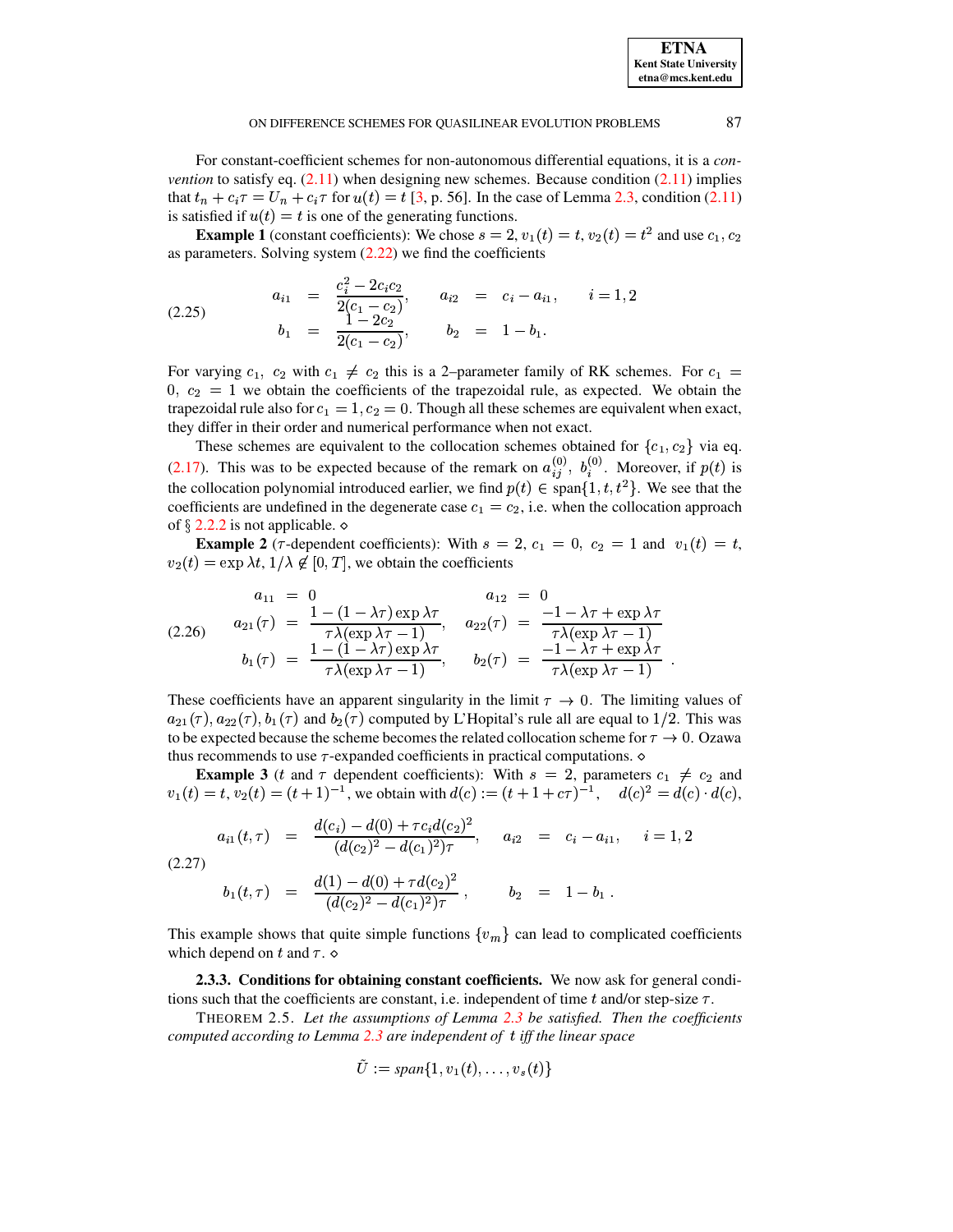For constant-coefficient schemes for non-autonomous differential equations, it is a *convention* to satisfy eq. (2.11) when designing new schemes. Because condition (2.11) implies that $t_n + c_i\tau = U_n + c_i\tau$ for $u(t) = t$ [3, p. 56]. In the case of Lemma 2.3, condition (2.11) is satisfied if $u(t) = t$ is one of the generating functions.

**Example 1** (constant coefficients): We chose $s = 2$, $v_1(t) = t$, $v_2(t) = t^2$ and use $c_1, c_2$ as parameters. Solving system (2.22) we find the coefficients

$$
\begin{aligned}
a_{i1} &= \frac{c_i^2 - 2c_ic_2}{2(c_1 - c_2)}, \qquad & a_{i2} &= c_i - a_{i1}, \qquad i = 1,2 \\
b_1 &= \frac{1 - 2c_2}{2(c_1 - c_2)}, \qquad & b_2 &= 1 - b_1.
\end{aligned}
\tag{2.25}
$$

For varying $c_1$, $c_2$ with $c_1 \neq c_2$ this is a 2–parameter family of RK schemes. For $c_1 = 0$, $c_2 = 1$ we obtain the coefficients of the trapezoidal rule, as expected. We obtain the trapezoidal rule also for $c_1 = 1, c_2 = 0$. Though all these schemes are equivalent when exact, they differ in their order and numerical performance when not exact.

These schemes are equivalent to the collocation schemes obtained for $\{c_1, c_2\}$ via eq. (2.17). This was to be expected because of the remark on $a_{ij}^{(0)}$, $b_i^{(0)}$. Moreover, if $p(t)$ is the collocation polynomial introduced earlier, we find $p(t) \in \text{span}\{1, t, t^2\}$. We see that the coefficients are undefined in the degenerate case $c_1 = c_2$, i.e. when the collocation approach of § 2.2.2 is not applicable. ⋄

**Example 2** ($\tau$-dependent coefficients): With $s = 2$, $c_1 = 0$, $c_2 = 1$ and $v_1(t) = t$, $v_2(t) = \exp\lambda t$, $1/\lambda \notin [0, T]$, we obtain the coefficients

$$
\begin{aligned}
a_{11} &= 0 & a_{12} &= 0 \\
a_{21}(\tau) &= \frac{1 - (1 - \lambda\tau)\exp\lambda\tau}{\tau\lambda(\exp\lambda\tau - 1)}, \quad & a_{22}(\tau) &= \frac{-1 - \lambda\tau + \exp\lambda\tau}{\tau\lambda(\exp\lambda\tau - 1)} \\
b_1(\tau) &= \frac{1 - (1 - \lambda\tau)\exp\lambda\tau}{\tau\lambda(\exp\lambda\tau - 1)}, \quad & b_2(\tau) &= \frac{-1 - \lambda\tau + \exp\lambda\tau}{\tau\lambda(\exp\lambda\tau - 1)}
\end{aligned}
\tag{2.26}
$$

These coefficients have an apparent singularity in the limit $\tau \to 0$. The limiting values of $a_{21}(\tau), a_{22}(\tau), b_1(\tau)$ and $b_2(\tau)$ computed by L'Hopital's rule all are equal to $1/2$. This was to be expected because the scheme becomes the related collocation scheme for $\tau \to 0$. Ozawa thus recommends to use $\tau$-expanded coefficients in practical computations. ⋄

**Example 3** ($t$ and $\tau$ dependent coefficients): With $s = 2$, parameters $c_1 \neq c_2$ and $v_1(t) = t$, $v_2(t) = (t+1)^{-1}$, we obtain with $d(c) := (t + 1 + c\tau)^{-1}$, $\quad d(c)^2 = d(c) \cdot d(c)$,

$$
\begin{aligned}
a_{i1}(t,\tau) &= \frac{d(c_i) - d(0) + \tau c_i d(c_2)^2}{(d(c_2)^2 - d(c_1)^2)\tau}, \quad & a_{i2} &= c_i - a_{i1}, \quad i = 1,2 \\
b_1(t,\tau) &= \frac{d(1) - d(0) + \tau d(c_2)^2}{(d(c_2)^2 - d(c_1)^2)\tau}, & b_2 &= 1 - b_1 .
\end{aligned}
\tag{2.27}
$$

This example shows that quite simple functions $\{v_m\}$ can lead to complicated coefficients which depend on $t$ and $\tau$. ⋄

**2.3.3. Conditions for obtaining constant coefficients.** We now ask for general conditions such that the coefficients are constant, i.e. independent of time $t$ and/or step-size $\tau$.

THEOREM 2.5. *Let the assumptions of Lemma 2.3 be satisfied. Then the coefficients computed according to Lemma 2.3 are independent of $t$ iff the linear space*

$$
\tilde{U} := \textit{span}\{1, v_1(t), \ldots, v_s(t)\}
$$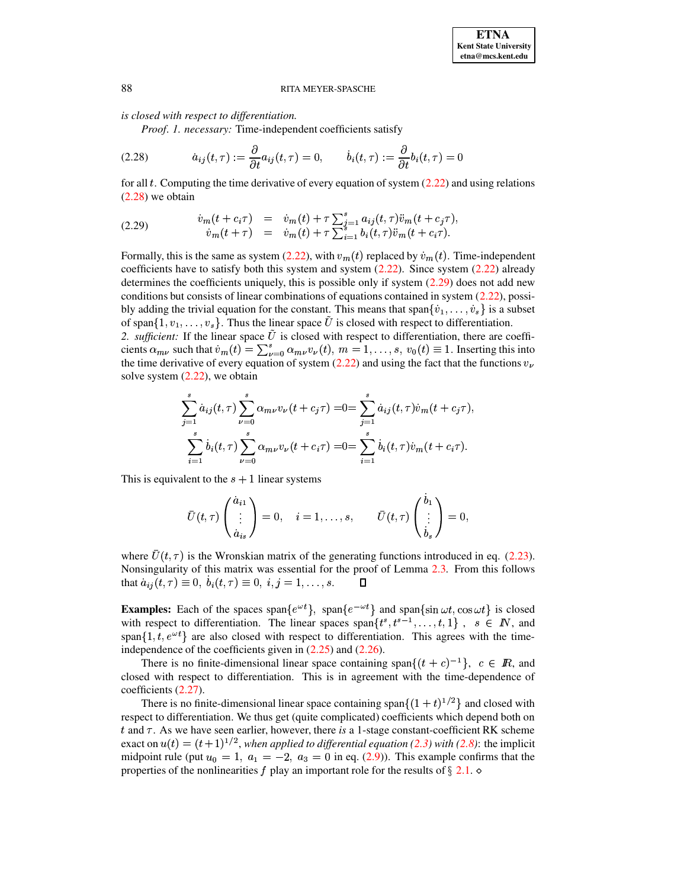*is closed with respect to differentiation.*

*Proof. 1. necessary:* Time-independent coefficients satisfy

$$\dot{a}_{ij}(t,\tau) := \frac{\partial}{\partial t} a_{ij}(t,\tau) = 0, \qquad \dot{b}_i(t,\tau) := \frac{\partial}{\partial t} b_i(t,\tau) = 0 \tag{2.28}$$

for all $t$. Computing the time derivative of every equation of system (2.22) and using relations (2.28) we obtain

$$\begin{aligned} \dot{v}_m(t+c_i\tau) &= \dot{v}_m(t) + \tau \sum_{j=1}^{s} a_{ij}(t,\tau)\ddot{v}_m(t+c_j\tau), \\ \dot{v}_m(t+\tau) &= \dot{v}_m(t) + \tau \sum_{i=1}^{s} b_i(t,\tau)\ddot{v}_m(t+c_i\tau). \end{aligned} \tag{2.29}$$

Formally, this is the same as system (2.22), with $v_m(t)$ replaced by $\dot{v}_m(t)$. Time-independent coefficients have to satisfy both this system and system (2.22). Since system (2.22) already determines the coefficients uniquely, this is possible only if system (2.29) does not add new conditions but consists of linear combinations of equations contained in system (2.22), possibly adding the trivial equation for the constant. This means that $\text{span}\{\dot{v}_1,\ldots,\dot{v}_s\}$ is a subset of $\text{span}\{1, v_1,\ldots,v_s\}$. Thus the linear space $\tilde{U}$ is closed with respect to differentiation.
*2. sufficient:* If the linear space $\tilde{U}$ is closed with respect to differentiation, there are coefficients $\alpha_{m\nu}$ such that $\dot{v}_m(t) = \sum_{\nu=0}^{s} \alpha_{m\nu} v_\nu(t),\ m = 1,\ldots,s,\ v_0(t) \equiv 1$. Inserting this into the time derivative of every equation of system (2.22) and using the fact that the functions $v_\nu$ solve system (2.22), we obtain

$$\begin{aligned} \sum_{j=1}^{s} \dot{a}_{ij}(t,\tau) \sum_{\nu=0}^{s} \alpha_{m\nu} v_\nu(t+c_j\tau) &= 0 = \sum_{j=1}^{s} \dot{a}_{ij}(t,\tau)\dot{v}_m(t+c_j\tau), \\ \sum_{i=1}^{s} \dot{b}_i(t,\tau) \sum_{\nu=0}^{s} \alpha_{m\nu} v_\nu(t+c_i\tau) &= 0 = \sum_{i=1}^{s} \dot{b}_i(t,\tau)\dot{v}_m(t+c_i\tau). \end{aligned}$$

This is equivalent to the $s+1$ linear systems

$$\bar{U}(t,\tau) \begin{pmatrix} \dot{a}_{i1} \\ \vdots \\ \dot{a}_{is} \end{pmatrix} = 0, \quad i = 1,\ldots,s, \qquad \bar{U}(t,\tau) \begin{pmatrix} \dot{b}_1 \\ \vdots \\ \dot{b}_s \end{pmatrix} = 0,$$

where $\bar{U}(t,\tau)$ is the Wronskian matrix of the generating functions introduced in eq. (2.23). Nonsingularity of this matrix was essential for the proof of Lemma 2.3. From this follows that $\dot{a}_{ij}(t,\tau) \equiv 0,\ \dot{b}_i(t,\tau) \equiv 0,\ i,j = 1,\ldots,s.$ $\square$

**Examples:** Each of the spaces $\text{span}\{e^{\omega t}\}$, $\text{span}\{e^{-\omega t}\}$ and $\text{span}\{\sin\omega t, \cos\omega t\}$ is closed with respect to differentiation. The linear spaces $\text{span}\{t^s, t^{s-1},\ldots,t,1\}$ , $s \in \mathbb{N}$, and $\text{span}\{1, t, e^{\omega t}\}$ are also closed with respect to differentiation. This agrees with the time-independence of the coefficients given in (2.25) and (2.26).

There is no finite-dimensional linear space containing $\text{span}\{(t+c)^{-1}\}$, $c \in \mathbb{R}$, and closed with respect to differentiation. This is in agreement with the time-dependence of coefficients (2.27).

There is no finite-dimensional linear space containing $\text{span}\{(1+t)^{1/2}\}$ and closed with respect to differentiation. We thus get (quite complicated) coefficients which depend both on $t$ and $\tau$. As we have seen earlier, however, there *is* a 1-stage constant-coefficient RK scheme exact on $u(t) = (t+1)^{1/2}$, *when applied to differential equation (2.3) with (2.8)*: the implicit midpoint rule (put $u_0 = 1,\ a_1 = -2,\ a_3 = 0$ in eq. (2.9)). This example confirms that the properties of the nonlinearities $f$ play an important role for the results of § 2.1. $\diamond$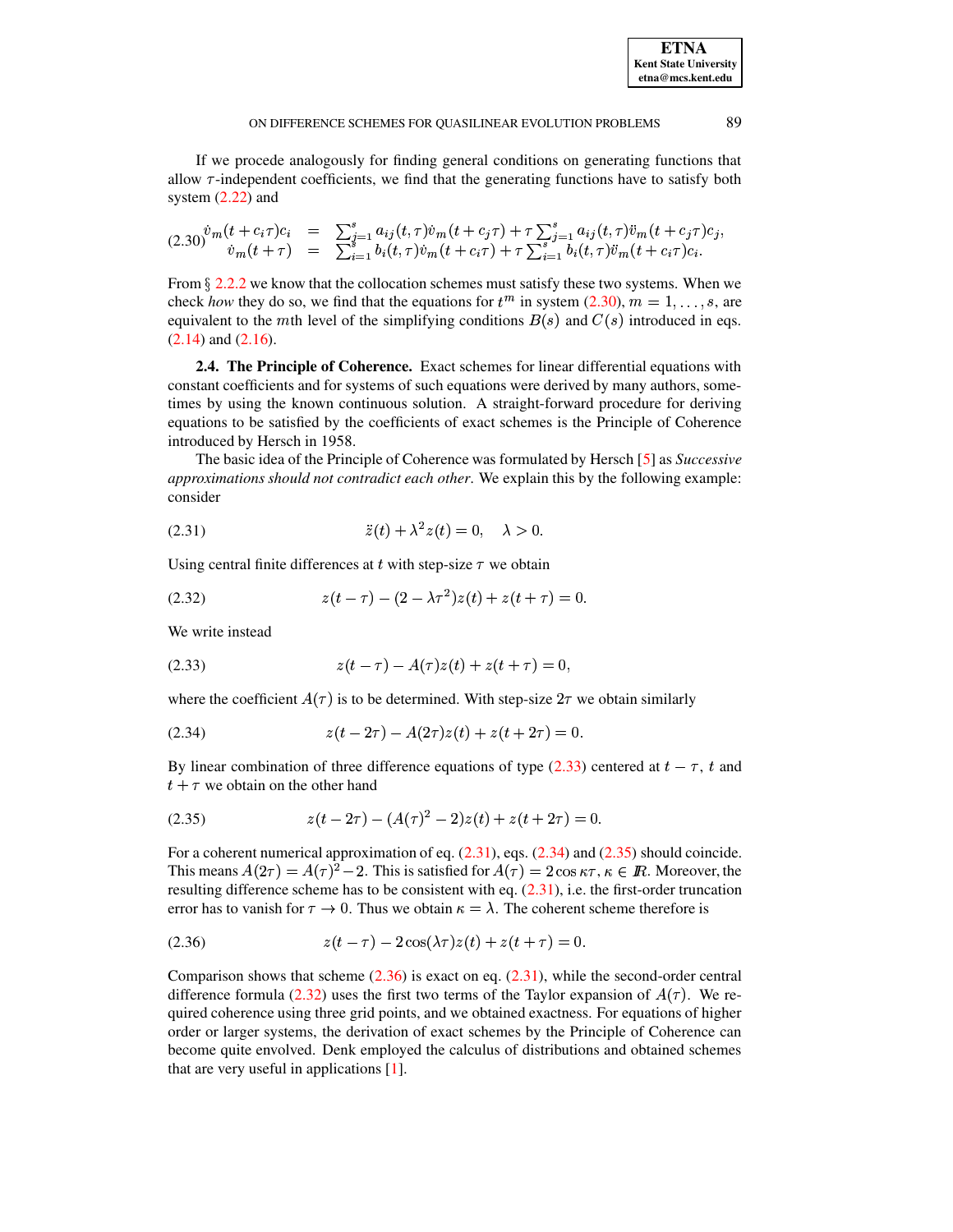If we procede analogously for finding general conditions on generating functions that allow $\tau$-independent coefficients, we find that the generating functions have to satisfy both system (2.22) and

$$
\begin{aligned}
\dot{v}_m(t+c_i\tau)c_i &= \sum_{j=1}^{s} a_{ij}(t,\tau)\dot{v}_m(t+c_j\tau) + \tau\sum_{j=1}^{s} a_{ij}(t,\tau)\ddot{v}_m(t+c_j\tau)c_j, \\
\dot{v}_m(t+\tau) &= \sum_{i=1}^{s} b_i(t,\tau)\dot{v}_m(t+c_i\tau) + \tau\sum_{i=1}^{s} b_i(t,\tau)\ddot{v}_m(t+c_i\tau)c_i.
\end{aligned} \tag{2.30}
$$

From § 2.2.2 we know that the collocation schemes must satisfy these two systems. When we check *how* they do so, we find that the equations for $t^m$ in system (2.30), $m = 1,\ldots,s$, are equivalent to the $m$th level of the simplifying conditions $B(s)$ and $C(s)$ introduced in eqs. (2.14) and (2.16).

**2.4. The Principle of Coherence.** Exact schemes for linear differential equations with constant coefficients and for systems of such equations were derived by many authors, sometimes by using the known continuous solution. A straight-forward procedure for deriving equations to be satisfied by the coefficients of exact schemes is the Principle of Coherence introduced by Hersch in 1958.

The basic idea of the Principle of Coherence was formulated by Hersch [5] as *Successive approximations should not contradict each other*. We explain this by the following example: consider

$$
\ddot{z}(t) + \lambda^2 z(t) = 0, \quad \lambda > 0. \tag{2.31}
$$

Using central finite differences at $t$ with step-size $\tau$ we obtain

$$
z(t-\tau) - (2 - \lambda\tau^2)z(t) + z(t+\tau) = 0. \tag{2.32}
$$

We write instead

$$
z(t-\tau) - A(\tau)z(t) + z(t+\tau) = 0, \tag{2.33}
$$

where the coefficient $A(\tau)$ is to be determined. With step-size $2\tau$ we obtain similarly

$$
z(t-2\tau) - A(2\tau)z(t) + z(t+2\tau) = 0. \tag{2.34}
$$

By linear combination of three difference equations of type (2.33) centered at $t-\tau$, $t$ and $t+\tau$ we obtain on the other hand

$$
z(t-2\tau) - (A(\tau)^2 - 2)z(t) + z(t+2\tau) = 0. \tag{2.35}
$$

For a coherent numerical approximation of eq. (2.31), eqs. (2.34) and (2.35) should coincide. This means $A(2\tau) = A(\tau)^2 - 2$. This is satisfied for $A(\tau) = 2\cos\kappa\tau$, $\kappa \in \mathbb{R}$. Moreover, the resulting difference scheme has to be consistent with eq. (2.31), i.e. the first-order truncation error has to vanish for $\tau \to 0$. Thus we obtain $\kappa = \lambda$. The coherent scheme therefore is

$$
z(t-\tau) - 2\cos(\lambda\tau)z(t) + z(t+\tau) = 0. \tag{2.36}
$$

Comparison shows that scheme (2.36) is exact on eq. (2.31), while the second-order central difference formula (2.32) uses the first two terms of the Taylor expansion of $A(\tau)$. We required coherence using three grid points, and we obtained exactness. For equations of higher order or larger systems, the derivation of exact schemes by the Principle of Coherence can become quite envolved. Denk employed the calculus of distributions and obtained schemes that are very useful in applications [1].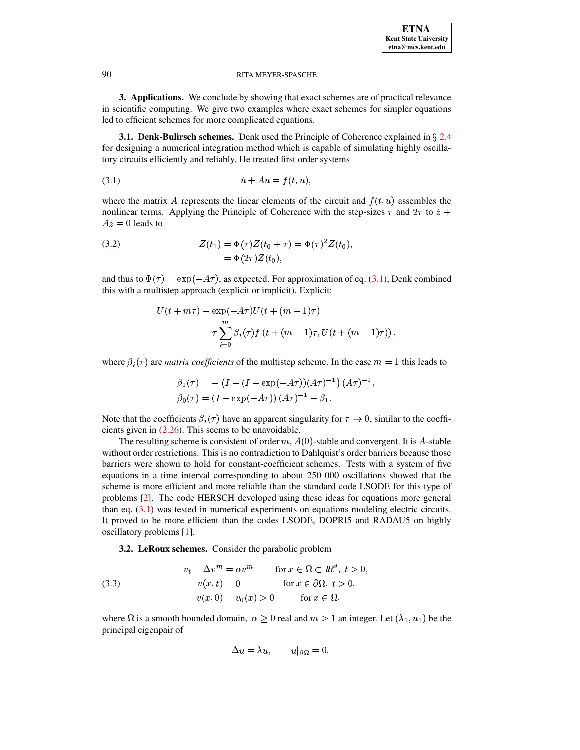## 3. Applications.

We conclude by showing that exact schemes are of practical relevance in scientific computing. We give two examples where exact schemes for simpler equations led to efficient schemes for more complicated equations.

### 3.1. Denk-Bulirsch schemes.

Denk used the Principle of Coherence explained in § 2.4 for designing a numerical integration method which is capable of simulating highly oscillatory circuits efficiently and reliably. He treated first order systems

$$\dot{u} + Au = f(t, u), \tag{3.1}$$

where the matrix $A$ represents the linear elements of the circuit and $f(t, u)$ assembles the nonlinear terms. Applying the Principle of Coherence with the step-sizes $\tau$ and $2\tau$ to $\dot{z} + Az = 0$ leads to

$$\begin{aligned} Z(t_1) &= \Phi(\tau) Z(t_0 + \tau) = \Phi(\tau)^2 Z(t_0), \\ &= \Phi(2\tau) Z(t_0), \end{aligned} \tag{3.2}$$

and thus to $\Phi(\tau) = \exp(-A\tau)$, as expected. For approximation of eq. (3.1), Denk combined this with a multistep approach (explicit or implicit). Explicit:

$$\begin{aligned} U(t + m\tau) - \exp(-A\tau) U(t + (m-1)\tau) = \\ \tau \sum_{i=0}^{m} \beta_i(\tau) f\left(t + (m-1)\tau, U(t + (m-1)\tau)\right), \end{aligned}$$

where $\beta_i(\tau)$ are *matrix coefficients* of the multistep scheme. In the case $m = 1$ this leads to

$$\begin{aligned} \beta_1(\tau) &= -\left(I - (I - \exp(-A\tau))(A\tau)^{-1}\right)(A\tau)^{-1}, \\ \beta_0(\tau) &= \left(I - \exp(-A\tau)\right)(A\tau)^{-1} - \beta_1. \end{aligned}$$

Note that the coefficients $\beta_i(\tau)$ have an apparent singularity for $\tau \to 0$, similar to the coefficients given in (2.26). This seems to be unavoidable.

The resulting scheme is consistent of order $m$, $A(0)$-stable and convergent. It is $A$-stable without order restrictions. This is no contradiction to Dahlquist's order barriers because those barriers were shown to hold for constant-coefficient schemes. Tests with a system of five equations in a time interval corresponding to about 250 000 oscillations showed that the scheme is more efficient and more reliable than the standard code LSODE for this type of problems [2]. The code HERSCH developed using these ideas for equations more general than eq. (3.1) was tested in numerical experiments on equations modeling electric circuits. It proved to be more efficient than the codes LSODE, DOPRI5 and RADAU5 on highly oscillatory problems [1].

### 3.2. LeRoux schemes.

Consider the parabolic problem

$$\begin{aligned} v_t - \Delta v^m &= \alpha v^m \qquad \text{for } x \in \Omega \subset \mathbb{R}^d,\ t > 0, \\ v(x,t) &= 0 \qquad \text{for } x \in \partial\Omega,\ t > 0, \\ v(x,0) &= v_0(x) > 0 \qquad \text{for } x \in \Omega, \end{aligned} \tag{3.3}$$

where $\Omega$ is a smooth bounded domain, $\alpha \geq 0$ real and $m > 1$ an integer. Let $(\lambda_1, u_1)$ be the principal eigenpair of

$$-\Delta u = \lambda u, \qquad u|_{\partial\Omega} = 0,$$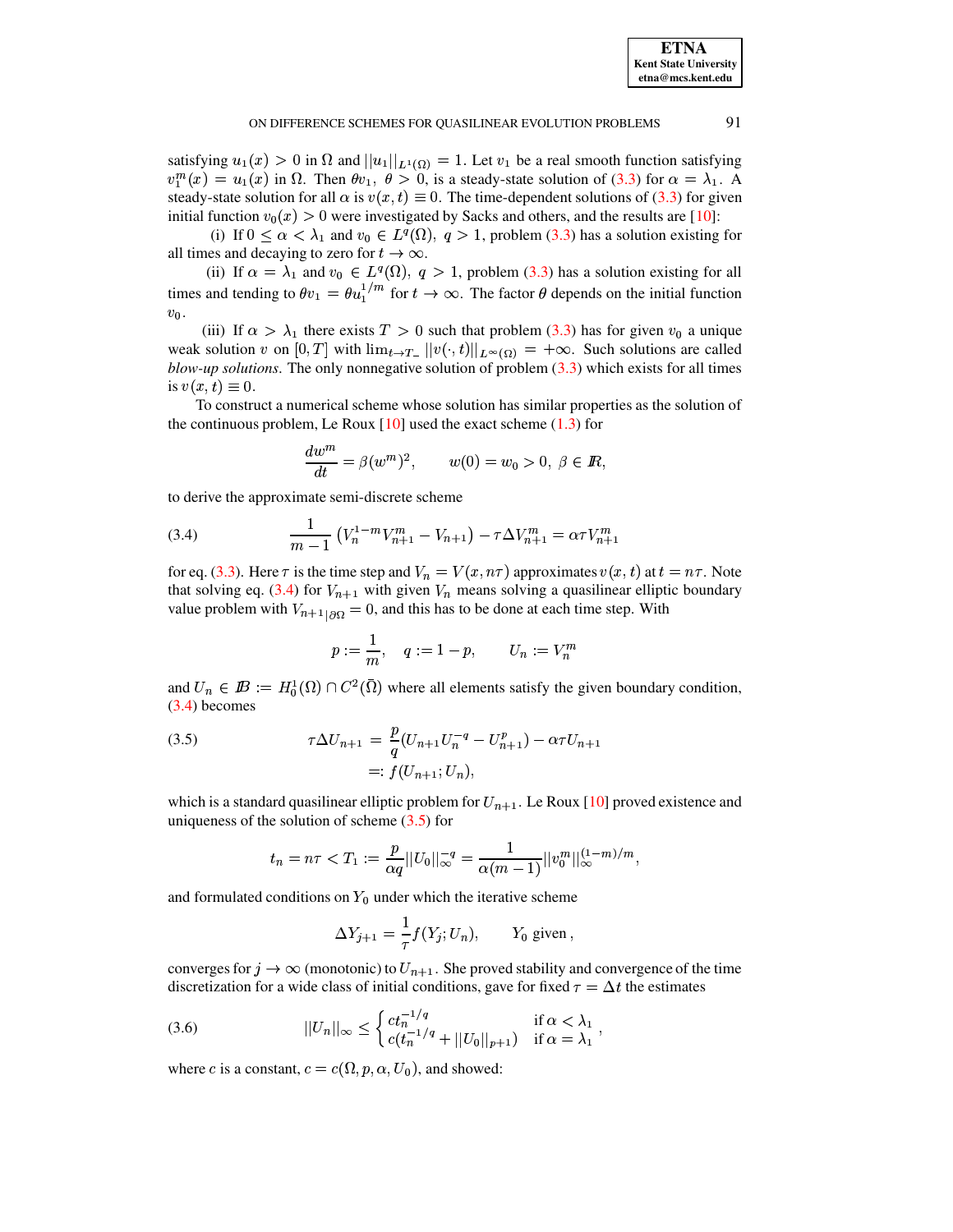satisfying $u_1(x) > 0$ in $\Omega$ and $||u_1||_{L^1(\Omega)} = 1$. Let $v_1$ be a real smooth function satisfying $v_1^m(x) = u_1(x)$ in $\Omega$. Then $\theta v_1,\ \theta > 0$, is a steady-state solution of (3.3) for $\alpha = \lambda_1$. A steady-state solution for all $\alpha$ is $v(x,t) \equiv 0$. The time-dependent solutions of (3.3) for given initial function $v_0(x) > 0$ were investigated by Sacks and others, and the results are [10]:

(i) If $0 \leq \alpha < \lambda_1$ and $v_0 \in L^q(\Omega),\ q > 1$, problem (3.3) has a solution existing for all times and decaying to zero for $t \to \infty$.

(ii) If $\alpha = \lambda_1$ and $v_0 \in L^q(\Omega),\ q > 1$, problem (3.3) has a solution existing for all times and tending to $\theta v_1 = \theta u_1^{1/m}$ for $t \to \infty$. The factor $\theta$ depends on the initial function $v_0$.

(iii) If $\alpha > \lambda_1$ there exists $T > 0$ such that problem (3.3) has for given $v_0$ a unique weak solution $v$ on $[0, T]$ with $\lim_{t \to T_-} ||v(\cdot, t)||_{L^\infty(\Omega)} = +\infty$. Such solutions are called *blow-up solutions*. The only nonnegative solution of problem (3.3) which exists for all times is $v(x,t) \equiv 0$.

To construct a numerical scheme whose solution has similar properties as the solution of the continuous problem, Le Roux [10] used the exact scheme (1.3) for

$$\frac{dw^m}{dt} = \beta (w^m)^2, \qquad w(0) = w_0 > 0,\ \beta \in I\!R,$$

to derive the approximate semi-discrete scheme

$$\frac{1}{m-1}\left(V_n^{1-m} V_{n+1}^m - V_{n+1}\right) - \tau \Delta V_{n+1}^m = \alpha \tau V_{n+1}^m \tag{3.4}$$

for eq. (3.3). Here $\tau$ is the time step and $V_n = V(x, n\tau)$ approximates $v(x,t)$ at $t = n\tau$. Note that solving eq. (3.4) for $V_{n+1}$ with given $V_n$ means solving a quasilinear elliptic boundary value problem with $V_{n+1|\partial\Omega} = 0$, and this has to be done at each time step. With

$$p := \frac{1}{m}, \quad q := 1 - p, \qquad U_n := V_n^m$$

and $U_n \in I\!B := H_0^1(\Omega) \cap C^2(\bar{\Omega})$ where all elements satisfy the given boundary condition, (3.4) becomes

$$\begin{aligned} \tau \Delta U_{n+1} &= \frac{p}{q}(U_{n+1} U_n^{-q} - U_{n+1}^p) - \alpha \tau U_{n+1} \\ &=: f(U_{n+1}; U_n), \end{aligned} \tag{3.5}$$

which is a standard quasilinear elliptic problem for $U_{n+1}$. Le Roux [10] proved existence and uniqueness of the solution of scheme (3.5) for

$$t_n = n\tau < T_1 := \frac{p}{\alpha q}||U_0||_\infty^{-q} = \frac{1}{\alpha(m-1)}||v_0^m||_\infty^{(1-m)/m},$$

and formulated conditions on $Y_0$ under which the iterative scheme

$$\Delta Y_{j+1} = \frac{1}{\tau} f(Y_j; U_n), \qquad Y_0 \text{ given},$$

converges for $j \to \infty$ (monotonic) to $U_{n+1}$. She proved stability and convergence of the time discretization for a wide class of initial conditions, gave for fixed $\tau = \Delta t$ the estimates

$$||U_n||_\infty \leq \begin{cases} c t_n^{-1/q} & \text{if } \alpha < \lambda_1 \\ c(t_n^{-1/q} + ||U_0||_{p+1}) & \text{if } \alpha = \lambda_1 \end{cases}, \tag{3.6}$$

where $c$ is a constant, $c = c(\Omega, p, \alpha, U_0)$, and showed: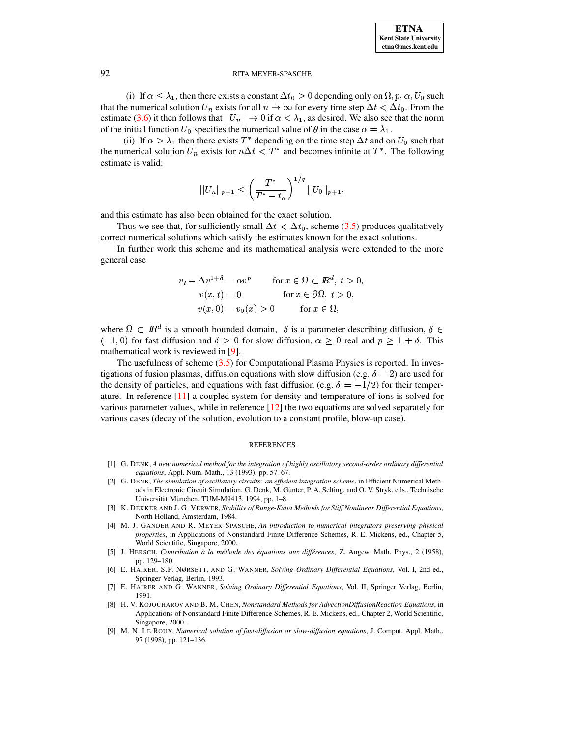(i) If $\alpha \leq \lambda_1$, then there exists a constant $\Delta t_0 > 0$ depending only on $\Omega, p, \alpha, U_0$ such that the numerical solution $U_n$ exists for all $n \to \infty$ for every time step $\Delta t < \Delta t_0$. From the estimate (3.6) it then follows that $||U_n|| \to 0$ if $\alpha < \lambda_1$, as desired. We also see that the norm of the initial function $U_0$ specifies the numerical value of $\theta$ in the case $\alpha = \lambda_1$.

(ii) If $\alpha > \lambda_1$ then there exists $T^*$ depending on the time step $\Delta t$ and on $U_0$ such that the numerical solution $U_n$ exists for $n\Delta t < T^*$ and becomes infinite at $T^*$. The following estimate is valid:

$$||U_n||_{p+1} \leq \left(\frac{T^*}{T^* - t_n}\right)^{1/q} ||U_0||_{p+1},$$

and this estimate has also been obtained for the exact solution.

Thus we see that, for sufficiently small $\Delta t < \Delta t_0$, scheme (3.5) produces qualitatively correct numerical solutions which satisfy the estimates known for the exact solutions.

In further work this scheme and its mathematical analysis were extended to the more general case

$$\begin{aligned}
v_t - \Delta v^{1+\delta} &= \alpha v^p \qquad &&\text{for } x \in \Omega \subset I\!R^d,\ t > 0,\\
v(x,t) &= 0 &&\text{for } x \in \partial\Omega,\ t > 0,\\
v(x,0) &= v_0(x) > 0 &&\text{for } x \in \Omega,
\end{aligned}$$

where $\Omega \subset I\!R^d$ is a smooth bounded domain, $\delta$ is a parameter describing diffusion, $\delta \in (-1, 0)$ for fast diffusion and $\delta > 0$ for slow diffusion, $\alpha \geq 0$ real and $p \geq 1 + \delta$. This mathematical work is reviewed in [9].

The usefulness of scheme (3.5) for Computational Plasma Physics is reported. In investigations of fusion plasmas, diffusion equations with slow diffusion (e.g. $\delta = 2$) are used for the density of particles, and equations with fast diffusion (e.g. $\delta = -1/2$) for their temperature. In reference [11] a coupled system for density and temperature of ions is solved for various parameter values, while in reference [12] the two equations are solved separately for various cases (decay of the solution, evolution to a constant profile, blow-up case).

## REFERENCES

[1] G. DENK, *A new numerical method for the integration of highly oscillatory second-order ordinary differential equations*, Appl. Num. Math., 13 (1993), pp. 57–67.

[2] G. DENK, *The simulation of oscillatory circuits: an efficient integration scheme*, in Efficient Numerical Methods in Electronic Circuit Simulation, G. Denk, M. Günter, P. A. Selting, and O. V. Stryk, eds., Technische Universität München, TUM-M9413, 1994, pp. 1–8.

[3] K. DEKKER AND J. G. VERWER, *Stability of Runge-Kutta Methods for Stiff Nonlinear Differential Equations*, North Holland, Amsterdam, 1984.

[4] M. J. GANDER AND R. MEYER-SPASCHE, *An introduction to numerical integrators preserving physical properties*, in Applications of Nonstandard Finite Difference Schemes, R. E. Mickens, ed., Chapter 5, World Scientific, Singapore, 2000.

[5] J. HERSCH, *Contribution à la méthode des équations aux différences*, Z. Angew. Math. Phys., 2 (1958), pp. 129–180.

[6] E. HAIRER, S.P. NØRSETT, AND G. WANNER, *Solving Ordinary Differential Equations*, Vol. I, 2nd ed., Springer Verlag, Berlin, 1993.

[7] E. HAIRER AND G. WANNER, *Solving Ordinary Differential Equations*, Vol. II, Springer Verlag, Berlin, 1991.

[8] H. V. KOJOUHAROV AND B. M. CHEN, *Nonstandard Methods for AdvectionDiffusionReaction Equations*, in Applications of Nonstandard Finite Difference Schemes, R. E. Mickens, ed., Chapter 2, World Scientific, Singapore, 2000.

[9] M. N. LE ROUX, *Numerical solution of fast-diffusion or slow-diffusion equations*, J. Comput. Appl. Math., 97 (1998), pp. 121–136.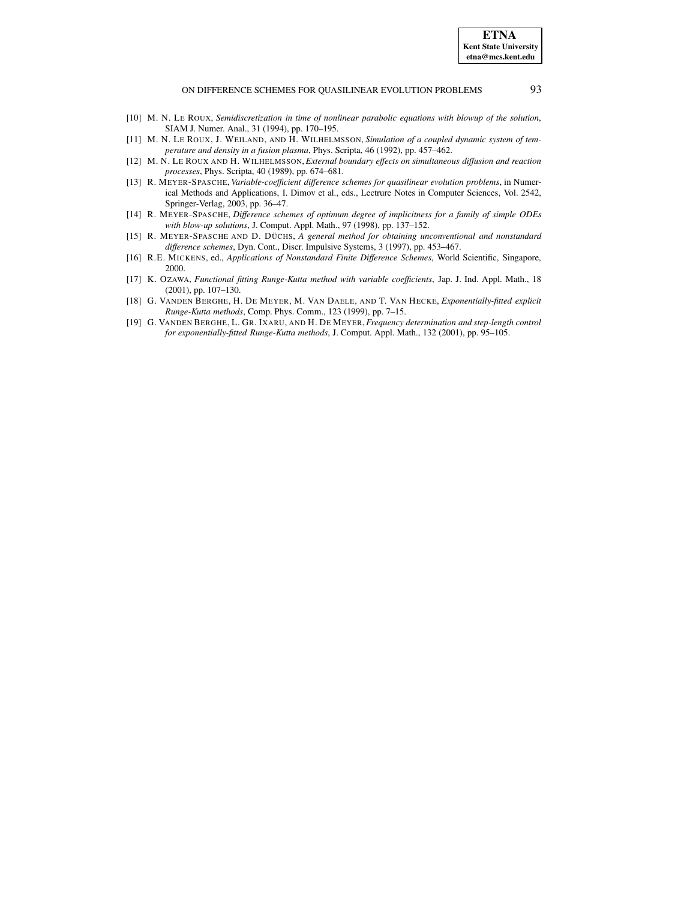[10] M. N. LE ROUX, *Semidiscretization in time of nonlinear parabolic equations with blowup of the solution*, SIAM J. Numer. Anal., 31 (1994), pp. 170–195.

[11] M. N. LE ROUX, J. WEILAND, AND H. WILHELMSSON, *Simulation of a coupled dynamic system of temperature and density in a fusion plasma*, Phys. Scripta, 46 (1992), pp. 457–462.

[12] M. N. LE ROUX AND H. WILHELMSSON, *External boundary effects on simultaneous diffusion and reaction processes*, Phys. Scripta, 40 (1989), pp. 674–681.

[13] R. MEYER-SPASCHE, *Variable-coefficient difference schemes for quasilinear evolution problems*, in Numerical Methods and Applications, I. Dimov et al., eds., Lectrure Notes in Computer Sciences, Vol. 2542, Springer-Verlag, 2003, pp. 36–47.

[14] R. MEYER-SPASCHE, *Difference schemes of optimum degree of implicitness for a family of simple ODEs with blow-up solutions*, J. Comput. Appl. Math., 97 (1998), pp. 137–152.

[15] R. MEYER-SPASCHE AND D. DÜCHS, *A general method for obtaining unconventional and nonstandard difference schemes*, Dyn. Cont., Discr. Impulsive Systems, 3 (1997), pp. 453–467.

[16] R.E. MICKENS, ed., *Applications of Nonstandard Finite Difference Schemes*, World Scientific, Singapore, 2000.

[17] K. OZAWA, *Functional fitting Runge-Kutta method with variable coefficients*, Jap. J. Ind. Appl. Math., 18 (2001), pp. 107–130.

[18] G. VANDEN BERGHE, H. DE MEYER, M. VAN DAELE, AND T. VAN HECKE, *Exponentially-fitted explicit Runge-Kutta methods*, Comp. Phys. Comm., 123 (1999), pp. 7–15.

[19] G. VANDEN BERGHE, L. GR. IXARU, AND H. DE MEYER, *Frequency determination and step-length control for exponentially-fitted Runge-Kutta methods*, J. Comput. Appl. Math., 132 (2001), pp. 95–105.